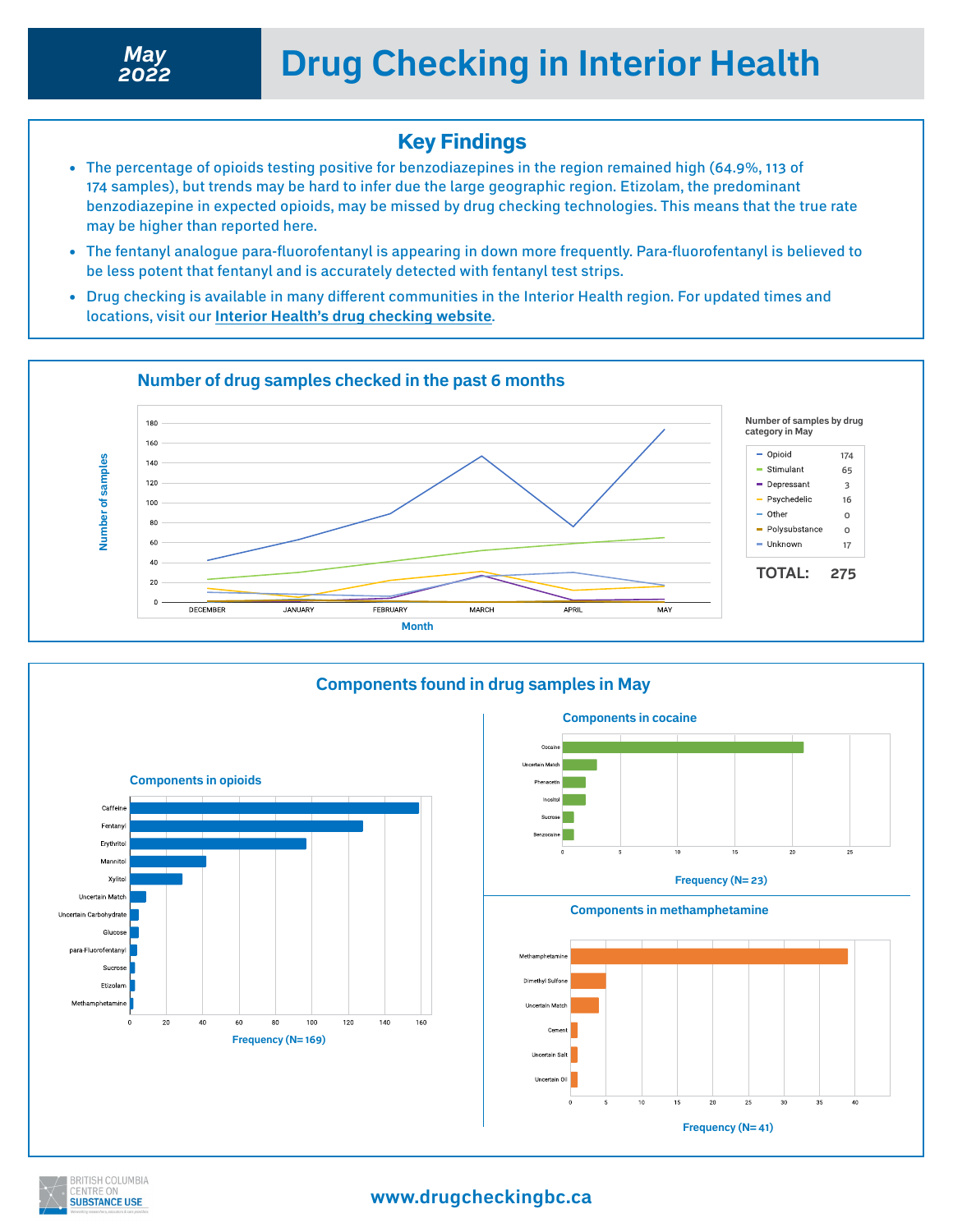May 2022

# Drug Checking in Interior Health

## Key Findings

- The percentage of opioids testing positive for benzodiazepines in the region remained high (64.9%, 113 of 174 samples), but trends may be hard to infer due the large geographic region. Etizolam, the predominant benzodiazepine in expected opioids, may be missed by drug checking technologies. This means that the true rate may be higher than reported here.
- The fentanyl analogue para-fluorofentanyl is appearing in down more frequently. Para-fluorofentanyl is believed to be less potent that fentanyl and is accurately detected with fentanyl test strips.
- Drug checking is available in many different communities in the Interior Health region. For updated times and locations, visit our **Interior Health's drug checking website**.

## Number of drug samples checked in the past 6 months

Number of samples by drug category in May

| Category | Samples |
| --- | --- |
| Opioid | 174 |
| Stimulant | 65 |
| Depressant | 3 |
| Psychedelic | 16 |
| Other | 0 |
| Polysubstance | 0 |
| Unknown | 17 |
| **TOTAL:** | **275** |

## Components found in drug samples in May

### Components in opioids

Frequency (N= 169)

### Components in cocaine

Frequency (N= 23)

### Components in methamphetamine

Frequency (N= 41)

www.drugcheckingbc.ca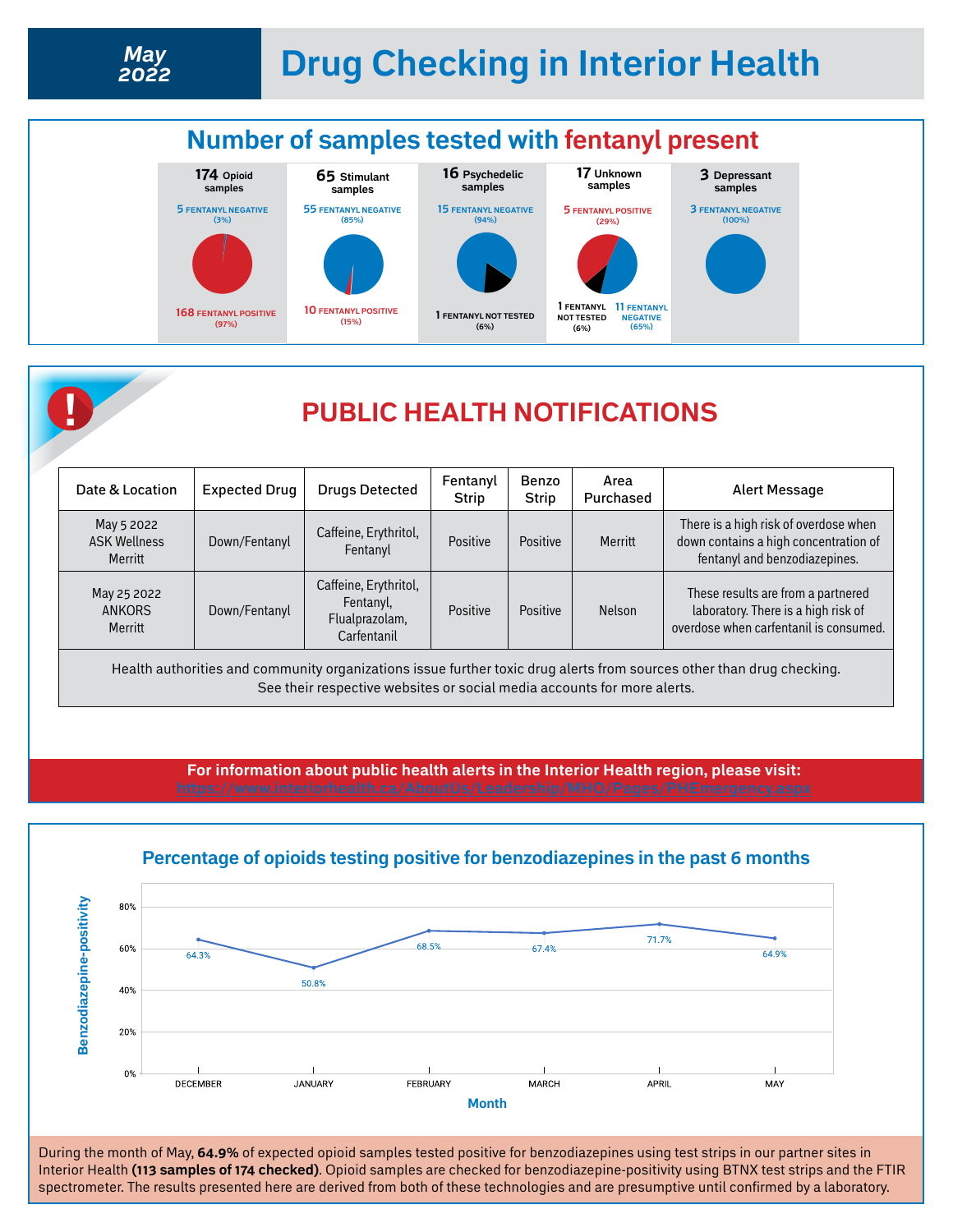# May 2022 — Drug Checking in Interior Health

## Number of samples tested with fentanyl present

| Sample type | Fentanyl negative | Fentanyl positive | Fentanyl not tested |
|---|---|---|---|
| 174 Opioid samples | 5 (3%) | 168 (97%) | |
| 65 Stimulant samples | 55 (85%) | 10 (15%) | |
| 16 Psychedelic samples | 15 (94%) | | 1 (6%) |
| 17 Unknown samples | 11 (65%) | 5 (29%) | 1 (6%) |
| 3 Depressant samples | 3 (100%) | | |

## PUBLIC HEALTH NOTIFICATIONS

| Date & Location | Expected Drug | Drugs Detected | Fentanyl Strip | Benzo Strip | Area Purchased | Alert Message |
|---|---|---|---|---|---|---|
| May 5 2022 ASK Wellness Merritt | Down/Fentanyl | Caffeine, Erythritol, Fentanyl | Positive | Positive | Merritt | There is a high risk of overdose when down contains a high concentration of fentanyl and benzodiazepines. |
| May 25 2022 ANKORS Merritt | Down/Fentanyl | Caffeine, Erythritol, Fentanyl, Flualprazolam, Carfentanil | Positive | Positive | Nelson | These results are from a partnered laboratory. There is a high risk of overdose when carfentanil is consumed. |

Health authorities and community organizations issue further toxic drug alerts from sources other than drug checking. See their respective websites or social media accounts for more alerts.

**For information about public health alerts in the Interior Health region, please visit:**
https://www.interiorhealth.ca/AboutUs/Leadership/MHO/Pages/PHEmergency.aspx

## Percentage of opioids testing positive for benzodiazepines in the past 6 months

| Month | Benzodiazepine-positivity |
|---|---|
| December | 64.3% |
| January | 50.8% |
| February | 68.5% |
| March | 67.4% |
| April | 71.7% |
| May | 64.9% |

During the month of May, **64.9%** of expected opioid samples tested positive for benzodiazepines using test strips in our partner sites in Interior Health **(113 samples of 174 checked)**. Opioid samples are checked for benzodiazepine-positivity using BTNX test strips and the FTIR spectrometer. The results presented here are derived from both of these technologies and are presumptive until confirmed by a laboratory.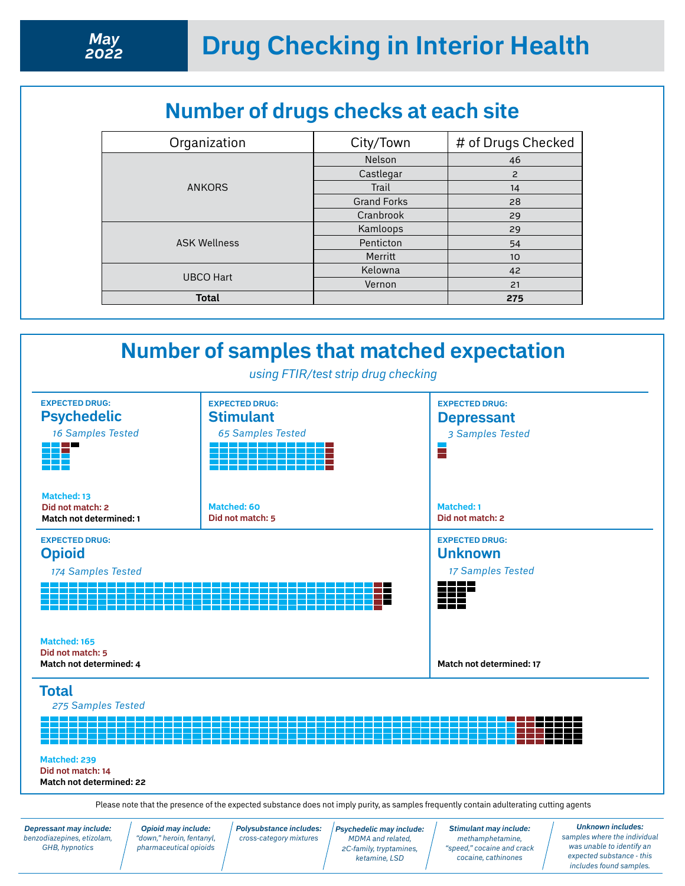**May 2022**

# Drug Checking in Interior Health

## Number of drugs checks at each site

| Organization | City/Town | # of Drugs Checked |
|---|---|---|
| ANKORS | Nelson | 46 |
| | Castlegar | 2 |
| | Trail | 14 |
| | Grand Forks | 28 |
| | Cranbrook | 29 |
| ASK Wellness | Kamloops | 29 |
| | Penticton | 54 |
| | Merritt | 10 |
| UBCO Hart | Kelowna | 42 |
| | Vernon | 21 |
| **Total** | | **275** |

## Number of samples that matched expectation

*using FTIR/test strip drug checking*

**EXPECTED DRUG:**
### Psychedelic
*16 Samples Tested*

Matched: 13
Did not match: 2
Match not determined: 1

**EXPECTED DRUG:**
### Stimulant
*65 Samples Tested*

Matched: 60
Did not match: 5

**EXPECTED DRUG:**
### Depressant
*3 Samples Tested*

Matched: 1
Did not match: 2

**EXPECTED DRUG:**
### Opioid
*174 Samples Tested*

Matched: 165
Did not match: 5
Match not determined: 4

**EXPECTED DRUG:**
### Unknown
*17 Samples Tested*

Match not determined: 17

### Total
*275 Samples Tested*

Matched: 239
Did not match: 14
Match not determined: 22

Please note that the presence of the expected substance does not imply purity, as samples frequently contain adulterating cutting agents

***Depressant may include:*** *benzodiazepines, etizolam, GHB, hypnotics*

***Opioid may include:*** *"down," heroin, fentanyl, pharmaceutical opioids*

***Polysubstance includes:*** *cross-category mixtures*

***Psychedelic may include:*** *MDMA and related, 2C-family, tryptamines, ketamine, LSD*

***Stimulant may include:*** *methamphetamine, "speed," cocaine and crack cocaine, cathinones*

***Unknown includes:*** *samples where the individual was unable to identify an expected substance - this includes found samples.*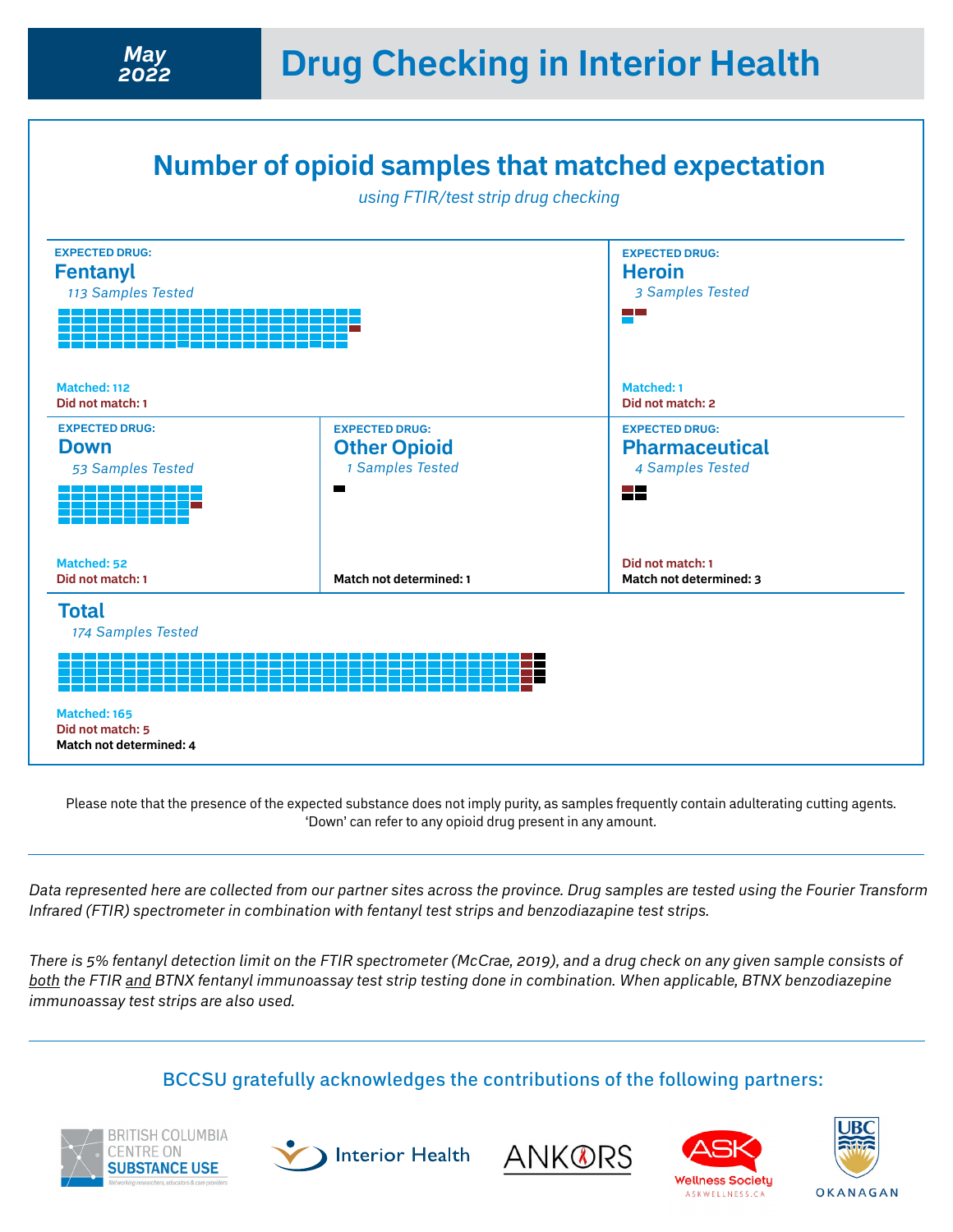**May 2022**

# Drug Checking in Interior Health

## Number of opioid samples that matched expectation

*using FTIR/test strip drug checking*

EXPECTED DRUG:
**Fentanyl**
*113 Samples Tested*

Matched: 112
Did not match: 1

EXPECTED DRUG:
**Heroin**
*3 Samples Tested*

Matched: 1
Did not match: 2

EXPECTED DRUG:
**Down**
*53 Samples Tested*

Matched: 52
Did not match: 1

EXPECTED DRUG:
**Other Opioid**
*1 Samples Tested*

Match not determined: 1

EXPECTED DRUG:
**Pharmaceutical**
*4 Samples Tested*

Did not match: 1
Match not determined: 3

**Total**
*174 Samples Tested*

Matched: 165
Did not match: 5
Match not determined: 4

Please note that the presence of the expected substance does not imply purity, as samples frequently contain adulterating cutting agents. 'Down' can refer to any opioid drug present in any amount.

---

*Data represented here are collected from our partner sites across the province. Drug samples are tested using the Fourier Transform Infrared (FTIR) spectrometer in combination with fentanyl test strips and benzodiazapine test strips.*

*There is 5% fentanyl detection limit on the FTIR spectrometer (McCrae, 2019), and a drug check on any given sample consists of both the FTIR and BTNX fentanyl immunoassay test strip testing done in combination. When applicable, BTNX benzodiazepine immunoassay test strips are also used.*

---

BCCSU gratefully acknowledges the contributions of the following partners:

British Columbia Centre on Substance Use — Interior Health — ANKORS — ASK Wellness Society — UBC Okanagan